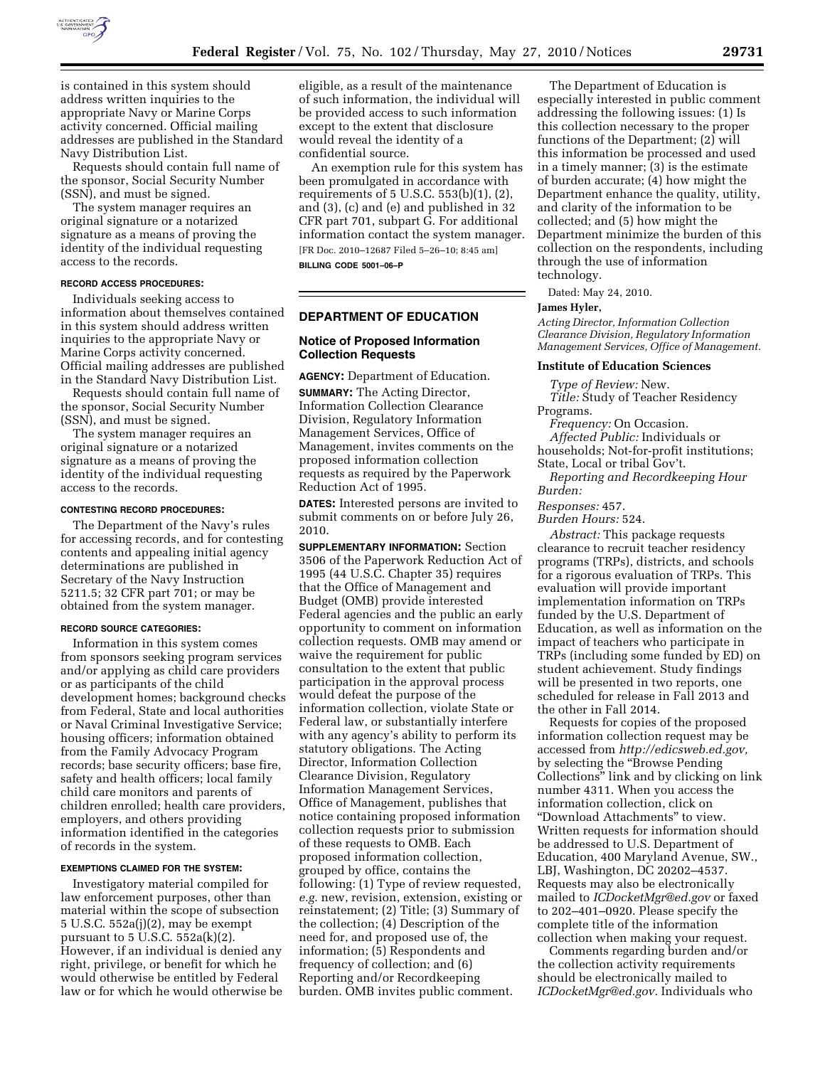is contained in this system should address written inquiries to the appropriate Navy or Marine Corps activity concerned. Official mailing addresses are published in the Standard Navy Distribution List.

Requests should contain full name of the sponsor, Social Security Number (SSN), and must be signed.

The system manager requires an original signature or a notarized signature as a means of proving the identity of the individual requesting access to the records.

#### RECORD ACCESS PROCEDURES:

Individuals seeking access to information about themselves contained in this system should address written inquiries to the appropriate Navy or Marine Corps activity concerned. Official mailing addresses are published in the Standard Navy Distribution List.

Requests should contain full name of the sponsor, Social Security Number (SSN), and must be signed.

The system manager requires an original signature or a notarized signature as a means of proving the identity of the individual requesting access to the records.

#### CONTESTING RECORD PROCEDURES:

The Department of the Navy's rules for accessing records, and for contesting contents and appealing initial agency determinations are published in Secretary of the Navy Instruction 5211.5; 32 CFR part 701; or may be obtained from the system manager.

#### RECORD SOURCE CATEGORIES:

Information in this system comes from sponsors seeking program services and/or applying as child care providers or as participants of the child development homes; background checks from Federal, State and local authorities or Naval Criminal Investigative Service; housing officers; information obtained from the Family Advocacy Program records; base security officers; base fire, safety and health officers; local family child care monitors and parents of children enrolled; health care providers, employers, and others providing information identified in the categories of records in the system.

#### EXEMPTIONS CLAIMED FOR THE SYSTEM:

Investigatory material compiled for law enforcement purposes, other than material within the scope of subsection 5 U.S.C. 552a(j)(2), may be exempt pursuant to 5 U.S.C. 552a(k)(2). However, if an individual is denied any right, privilege, or benefit for which he would otherwise be entitled by Federal law or for which he would otherwise be eligible, as a result of the maintenance of such information, the individual will be provided access to such information except to the extent that disclosure would reveal the identity of a confidential source.

An exemption rule for this system has been promulgated in accordance with requirements of 5 U.S.C. 553(b)(1), (2), and (3), (c) and (e) and published in 32 CFR part 701, subpart G. For additional information contact the system manager.

[FR Doc. 2010–12687 Filed 5–26–10; 8:45 am]

**BILLING CODE 5001–06–P**

## DEPARTMENT OF EDUCATION

### Notice of Proposed Information Collection Requests

**AGENCY:** Department of Education.

**SUMMARY:** The Acting Director, Information Collection Clearance Division, Regulatory Information Management Services, Office of Management, invites comments on the proposed information collection requests as required by the Paperwork Reduction Act of 1995.

**DATES:** Interested persons are invited to submit comments on or before July 26, 2010.

**SUPPLEMENTARY INFORMATION:** Section 3506 of the Paperwork Reduction Act of 1995 (44 U.S.C. Chapter 35) requires that the Office of Management and Budget (OMB) provide interested Federal agencies and the public an early opportunity to comment on information collection requests. OMB may amend or waive the requirement for public consultation to the extent that public participation in the approval process would defeat the purpose of the information collection, violate State or Federal law, or substantially interfere with any agency's ability to perform its statutory obligations. The Acting Director, Information Collection Clearance Division, Regulatory Information Management Services, Office of Management, publishes that notice containing proposed information collection requests prior to submission of these requests to OMB. Each proposed information collection, grouped by office, contains the following: (1) Type of review requested, *e.g.* new, revision, extension, existing or reinstatement; (2) Title; (3) Summary of the collection; (4) Description of the need for, and proposed use of, the information; (5) Respondents and frequency of collection; and (6) Reporting and/or Recordkeeping burden. OMB invites public comment.

The Department of Education is especially interested in public comment addressing the following issues: (1) Is this collection necessary to the proper functions of the Department; (2) will this information be processed and used in a timely manner; (3) is the estimate of burden accurate; (4) how might the Department enhance the quality, utility, and clarity of the information to be collected; and (5) how might the Department minimize the burden of this collection on the respondents, including through the use of information technology.

Dated: May 24, 2010.

**James Hyler,**

*Acting Director, Information Collection Clearance Division, Regulatory Information Management Services, Office of Management.*

### Institute of Education Sciences

*Type of Review:* New.

*Title:* Study of Teacher Residency Programs.

*Frequency:* On Occasion.

*Affected Public:* Individuals or households; Not-for-profit institutions; State, Local or tribal Gov't.

*Reporting and Recordkeeping Hour Burden:*

*Responses:* 457.

*Burden Hours:* 524.

*Abstract:* This package requests clearance to recruit teacher residency programs (TRPs), districts, and schools for a rigorous evaluation of TRPs. This evaluation will provide important implementation information on TRPs funded by the U.S. Department of Education, as well as information on the impact of teachers who participate in TRPs (including some funded by ED) on student achievement. Study findings will be presented in two reports, one scheduled for release in Fall 2013 and the other in Fall 2014.

Requests for copies of the proposed information collection request may be accessed from *http://edicsweb.ed.gov,* by selecting the "Browse Pending Collections" link and by clicking on link number 4311. When you access the information collection, click on "Download Attachments" to view. Written requests for information should be addressed to U.S. Department of Education, 400 Maryland Avenue, SW., LBJ, Washington, DC 20202–4537. Requests may also be electronically mailed to *ICDocketMgr@ed.gov* or faxed to 202–401–0920. Please specify the complete title of the information collection when making your request.

Comments regarding burden and/or the collection activity requirements should be electronically mailed to *ICDocketMgr@ed.gov.* Individuals who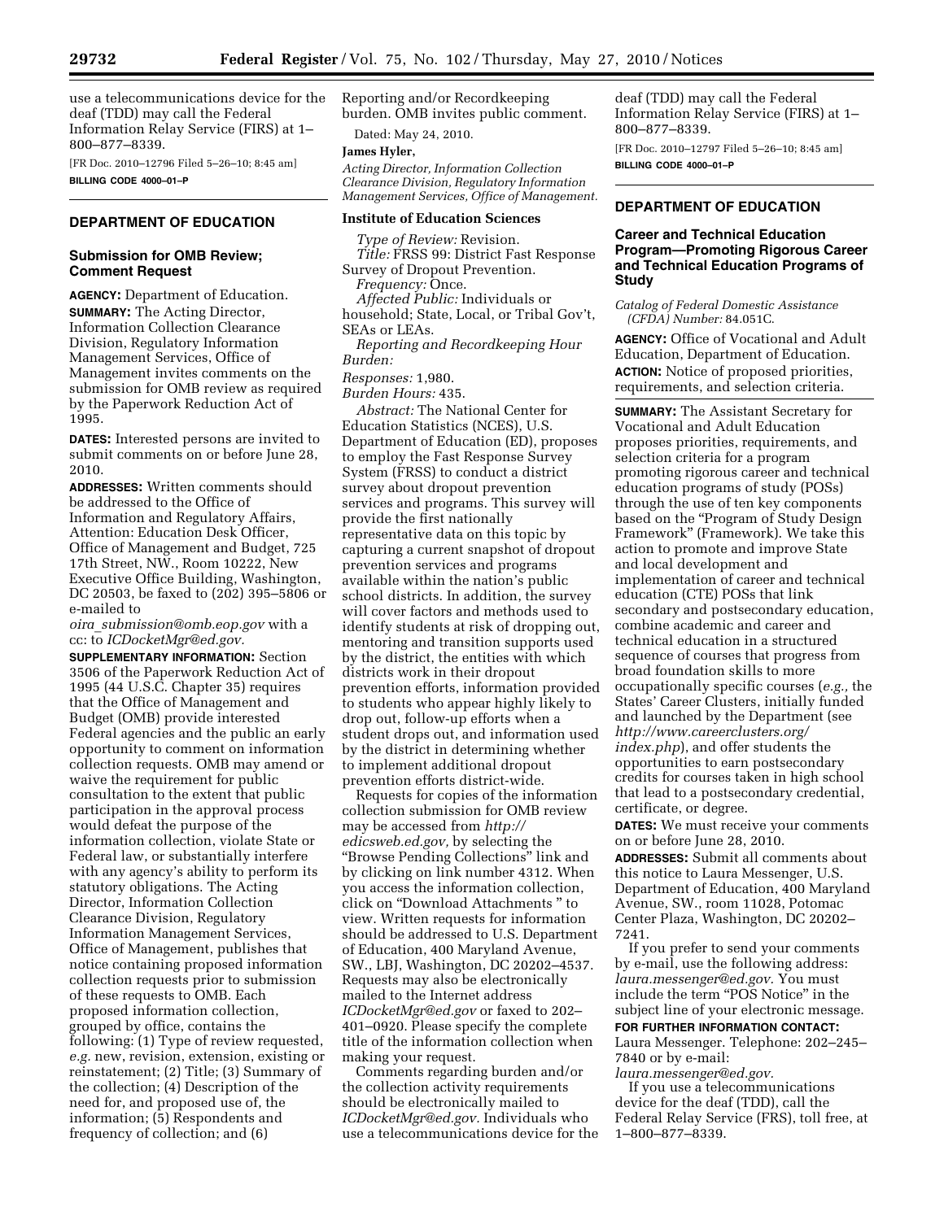use a telecommunications device for the deaf (TDD) may call the Federal Information Relay Service (FIRS) at 1–800–877–8339.

[FR Doc. 2010–12796 Filed 5–26–10; 8:45 am]

**BILLING CODE 4000–01–P**

## DEPARTMENT OF EDUCATION

### Submission for OMB Review; Comment Request

**AGENCY:** Department of Education.

**SUMMARY:** The Acting Director, Information Collection Clearance Division, Regulatory Information Management Services, Office of Management invites comments on the submission for OMB review as required by the Paperwork Reduction Act of 1995.

**DATES:** Interested persons are invited to submit comments on or before June 28, 2010.

**ADDRESSES:** Written comments should be addressed to the Office of Information and Regulatory Affairs, Attention: Education Desk Officer, Office of Management and Budget, 725 17th Street, NW., Room 10222, New Executive Office Building, Washington, DC 20503, be faxed to (202) 395–5806 or e-mailed to *oira_submission@omb.eop.gov* with a cc: to *ICDocketMgr@ed.gov.*

**SUPPLEMENTARY INFORMATION:** Section 3506 of the Paperwork Reduction Act of 1995 (44 U.S.C. Chapter 35) requires that the Office of Management and Budget (OMB) provide interested Federal agencies and the public an early opportunity to comment on information collection requests. OMB may amend or waive the requirement for public consultation to the extent that public participation in the approval process would defeat the purpose of the information collection, violate State or Federal law, or substantially interfere with any agency's ability to perform its statutory obligations. The Acting Director, Information Collection Clearance Division, Regulatory Information Management Services, Office of Management, publishes that notice containing proposed information collection requests prior to submission of these requests to OMB. Each proposed information collection, grouped by office, contains the following: (1) Type of review requested, *e.g.* new, revision, extension, existing or reinstatement; (2) Title; (3) Summary of the collection; (4) Description of the need for, and proposed use of, the information; (5) Respondents and frequency of collection; and (6) Reporting and/or Recordkeeping burden. OMB invites public comment.

Dated: May 24, 2010.

**James Hyler,**

*Acting Director, Information Collection Clearance Division, Regulatory Information Management Services, Office of Management.*

**Institute of Education Sciences**

*Type of Review:* Revision.

*Title:* FRSS 99: District Fast Response Survey of Dropout Prevention.

*Frequency:* Once.

*Affected Public:* Individuals or household; State, Local, or Tribal Gov't, SEAs or LEAs.

*Reporting and Recordkeeping Hour Burden:*

*Responses:* 1,980.

*Burden Hours:* 435.

*Abstract:* The National Center for Education Statistics (NCES), U.S. Department of Education (ED), proposes to employ the Fast Response Survey System (FRSS) to conduct a district survey about dropout prevention services and programs. This survey will provide the first nationally representative data on this topic by capturing a current snapshot of dropout prevention services and programs available within the nation's public school districts. In addition, the survey will cover factors and methods used to identify students at risk of dropping out, mentoring and transition supports used by the district, the entities with which districts work in their dropout prevention efforts, information provided to students who appear highly likely to drop out, follow-up efforts when a student drops out, and information used by the district in determining whether to implement additional dropout prevention efforts district-wide.

Requests for copies of the information collection submission for OMB review may be accessed from *http://edicsweb.ed.gov,* by selecting the "Browse Pending Collections" link and by clicking on link number 4312. When you access the information collection, click on "Download Attachments " to view. Written requests for information should be addressed to U.S. Department of Education, 400 Maryland Avenue, SW., LBJ, Washington, DC 20202–4537. Requests may also be electronically mailed to the Internet address *ICDocketMgr@ed.gov* or faxed to 202–401–0920. Please specify the complete title of the information collection when making your request.

Comments regarding burden and/or the collection activity requirements should be electronically mailed to *ICDocketMgr@ed.gov.* Individuals who use a telecommunications device for the deaf (TDD) may call the Federal Information Relay Service (FIRS) at 1–800–877–8339.

[FR Doc. 2010–12797 Filed 5–26–10; 8:45 am]

**BILLING CODE 4000–01–P**

## DEPARTMENT OF EDUCATION

### Career and Technical Education Program—Promoting Rigorous Career and Technical Education Programs of Study

*Catalog of Federal Domestic Assistance (CFDA) Number:* 84.051C.

**AGENCY:** Office of Vocational and Adult Education, Department of Education.

**ACTION:** Notice of proposed priorities, requirements, and selection criteria.

**SUMMARY:** The Assistant Secretary for Vocational and Adult Education proposes priorities, requirements, and selection criteria for a program promoting rigorous career and technical education programs of study (POSs) through the use of ten key components based on the "Program of Study Design Framework" (Framework). We take this action to promote and improve State and local development and implementation of career and technical education (CTE) POSs that link secondary and postsecondary education, combine academic and career and technical education in a structured sequence of courses that progress from broad foundation skills to more occupationally specific courses (*e.g.,* the States' Career Clusters, initially funded and launched by the Department (see *http://www.careerclusters.org/index.php*), and offer students the opportunities to earn postsecondary credits for courses taken in high school that lead to a postsecondary credential, certificate, or degree.

**DATES:** We must receive your comments on or before June 28, 2010.

**ADDRESSES:** Submit all comments about this notice to Laura Messenger, U.S. Department of Education, 400 Maryland Avenue, SW., room 11028, Potomac Center Plaza, Washington, DC 20202–7241.

If you prefer to send your comments by e-mail, use the following address: *laura.messenger@ed.gov.* You must include the term "POS Notice" in the subject line of your electronic message.

**FOR FURTHER INFORMATION CONTACT:** Laura Messenger. Telephone: 202–245–7840 or by e-mail: *laura.messenger@ed.gov.*

If you use a telecommunications device for the deaf (TDD), call the Federal Relay Service (FRS), toll free, at 1–800–877–8339.